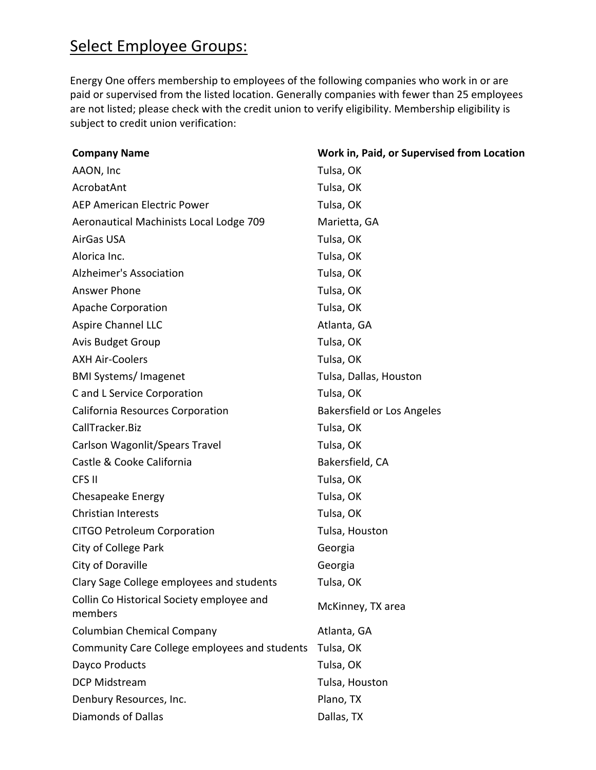## Select Employee Groups:

Energy One offers membership to employees of the following companies who work in or are paid or supervised from the listed location. Generally companies with fewer than 25 employees are not listed; please check with the credit union to verify eligibility. Membership eligibility is subject to credit union verification:

| Company Name | Work in, Paid, or Supervised from Location |
| --- | --- |
| AAON, Inc | Tulsa, OK |
| AcrobatAnt | Tulsa, OK |
| AEP American Electric Power | Tulsa, OK |
| Aeronautical Machinists Local Lodge 709 | Marietta, GA |
| AirGas USA | Tulsa, OK |
| Alorica Inc. | Tulsa, OK |
| Alzheimer's Association | Tulsa, OK |
| Answer Phone | Tulsa, OK |
| Apache Corporation | Tulsa, OK |
| Aspire Channel LLC | Atlanta, GA |
| Avis Budget Group | Tulsa, OK |
| AXH Air-Coolers | Tulsa, OK |
| BMI Systems/ Imagenet | Tulsa, Dallas, Houston |
| C and L Service Corporation | Tulsa, OK |
| California Resources Corporation | Bakersfield or Los Angeles |
| CallTracker.Biz | Tulsa, OK |
| Carlson Wagonlit/Spears Travel | Tulsa, OK |
| Castle & Cooke California | Bakersfield, CA |
| CFS II | Tulsa, OK |
| Chesapeake Energy | Tulsa, OK |
| Christian Interests | Tulsa, OK |
| CITGO Petroleum Corporation | Tulsa, Houston |
| City of College Park | Georgia |
| City of Doraville | Georgia |
| Clary Sage College employees and students | Tulsa, OK |
| Collin Co Historical Society employee and members | McKinney, TX area |
| Columbian Chemical Company | Atlanta, GA |
| Community Care College employees and students | Tulsa, OK |
| Dayco Products | Tulsa, OK |
| DCP Midstream | Tulsa, Houston |
| Denbury Resources, Inc. | Plano, TX |
| Diamonds of Dallas | Dallas, TX |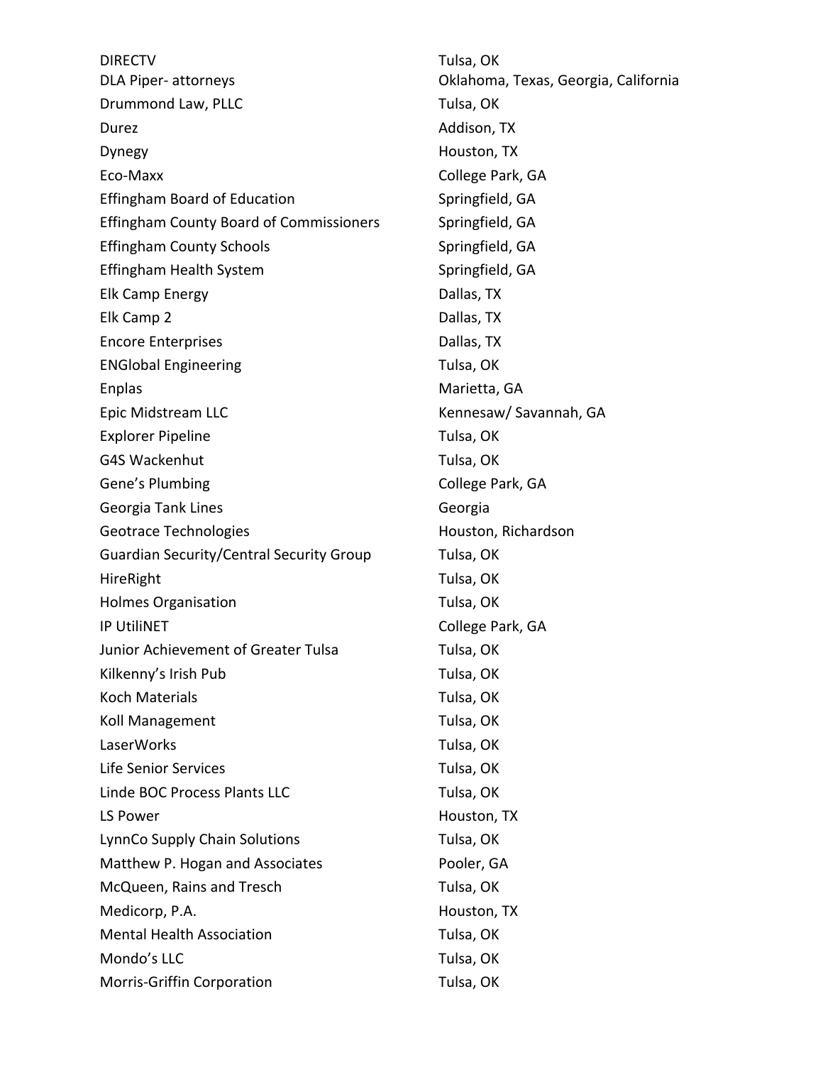| | |
|---|---|
| DIRECTV | Tulsa, OK |
| DLA Piper- attorneys | Oklahoma, Texas, Georgia, California |
| Drummond Law, PLLC | Tulsa, OK |
| Durez | Addison, TX |
| Dynegy | Houston, TX |
| Eco-Maxx | College Park, GA |
| Effingham Board of Education | Springfield, GA |
| Effingham County Board of Commissioners | Springfield, GA |
| Effingham County Schools | Springfield, GA |
| Effingham Health System | Springfield, GA |
| Elk Camp Energy | Dallas, TX |
| Elk Camp 2 | Dallas, TX |
| Encore Enterprises | Dallas, TX |
| ENGlobal Engineering | Tulsa, OK |
| Enplas | Marietta, GA |
| Epic Midstream LLC | Kennesaw/ Savannah, GA |
| Explorer Pipeline | Tulsa, OK |
| G4S Wackenhut | Tulsa, OK |
| Gene's Plumbing | College Park, GA |
| Georgia Tank Lines | Georgia |
| Geotrace Technologies | Houston, Richardson |
| Guardian Security/Central Security Group | Tulsa, OK |
| HireRight | Tulsa, OK |
| Holmes Organisation | Tulsa, OK |
| IP UtiliNET | College Park, GA |
| Junior Achievement of Greater Tulsa | Tulsa, OK |
| Kilkenny's Irish Pub | Tulsa, OK |
| Koch Materials | Tulsa, OK |
| Koll Management | Tulsa, OK |
| LaserWorks | Tulsa, OK |
| Life Senior Services | Tulsa, OK |
| Linde BOC Process Plants LLC | Tulsa, OK |
| LS Power | Houston, TX |
| LynnCo Supply Chain Solutions | Tulsa, OK |
| Matthew P. Hogan and Associates | Pooler, GA |
| McQueen, Rains and Tresch | Tulsa, OK |
| Medicorp, P.A. | Houston, TX |
| Mental Health Association | Tulsa, OK |
| Mondo's LLC | Tulsa, OK |
| Morris-Griffin Corporation | Tulsa, OK |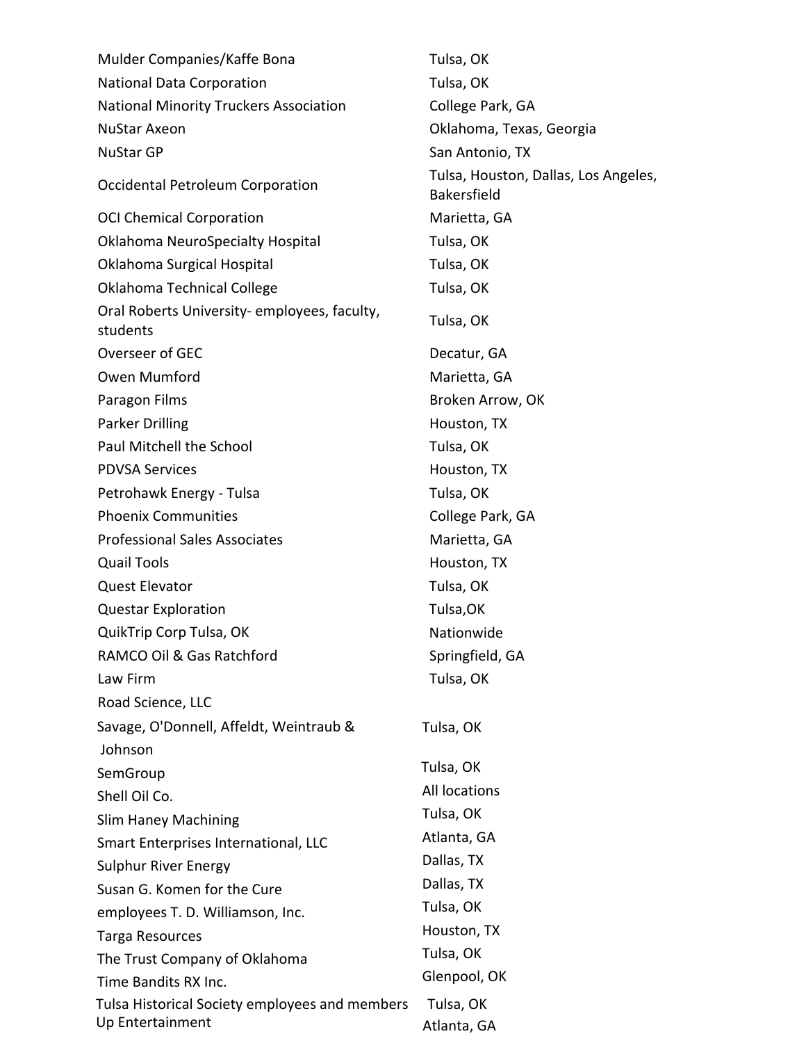| | |
|---|---|
| Mulder Companies/Kaffe Bona | Tulsa, OK |
| National Data Corporation | Tulsa, OK |
| National Minority Truckers Association | College Park, GA |
| NuStar Axeon | Oklahoma, Texas, Georgia |
| NuStar GP | San Antonio, TX |
| Occidental Petroleum Corporation | Tulsa, Houston, Dallas, Los Angeles, Bakersfield |
| OCI Chemical Corporation | Marietta, GA |
| Oklahoma NeuroSpecialty Hospital | Tulsa, OK |
| Oklahoma Surgical Hospital | Tulsa, OK |
| Oklahoma Technical College | Tulsa, OK |
| Oral Roberts University- employees, faculty, students | Tulsa, OK |
| Overseer of GEC | Decatur, GA |
| Owen Mumford | Marietta, GA |
| Paragon Films | Broken Arrow, OK |
| Parker Drilling | Houston, TX |
| Paul Mitchell the School | Tulsa, OK |
| PDVSA Services | Houston, TX |
| Petrohawk Energy - Tulsa | Tulsa, OK |
| Phoenix Communities | College Park, GA |
| Professional Sales Associates | Marietta, GA |
| Quail Tools | Houston, TX |
| Quest Elevator | Tulsa, OK |
| Questar Exploration | Tulsa,OK |
| QuikTrip Corp Tulsa, OK | Nationwide |
| RAMCO Oil & Gas Ratchford | Springfield, GA |
| Law Firm | Tulsa, OK |
| Road Science, LLC | |
| Savage, O'Donnell, Affeldt, Weintraub & Johnson | Tulsa, OK |
| SemGroup | Tulsa, OK |
| Shell Oil Co. | All locations |
| Slim Haney Machining | Tulsa, OK |
| Smart Enterprises International, LLC | Atlanta, GA |
| Sulphur River Energy | Dallas, TX |
| Susan G. Komen for the Cure | Dallas, TX |
| employees T. D. Williamson, Inc. | Tulsa, OK |
| Targa Resources | Houston, TX |
| The Trust Company of Oklahoma | Tulsa, OK |
| Time Bandits RX Inc. | Glenpool, OK |
| Tulsa Historical Society employees and members | Tulsa, OK |
| Up Entertainment | Atlanta, GA |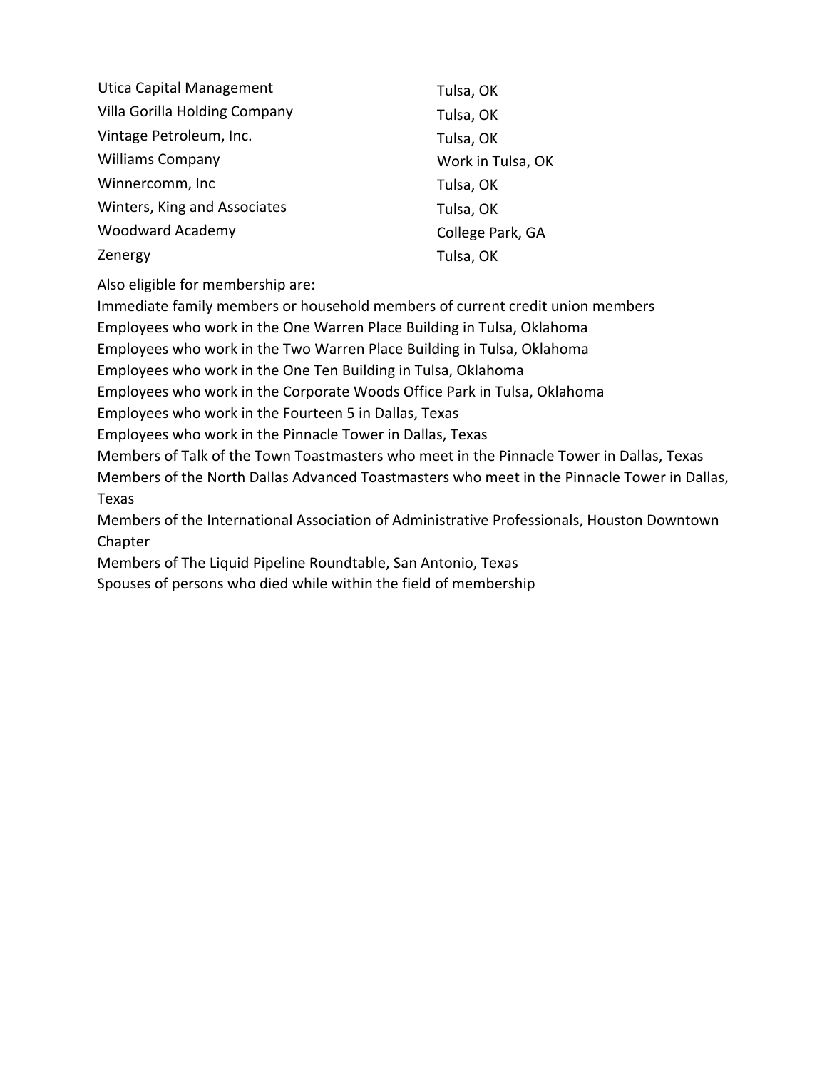| | |
|---|---|
| Utica Capital Management | Tulsa, OK |
| Villa Gorilla Holding Company | Tulsa, OK |
| Vintage Petroleum, Inc. | Tulsa, OK |
| Williams Company | Work in Tulsa, OK |
| Winnercomm, Inc | Tulsa, OK |
| Winters, King and Associates | Tulsa, OK |
| Woodward Academy | College Park, GA |
| Zenergy | Tulsa, OK |

Also eligible for membership are:

Immediate family members or household members of current credit union members
Employees who work in the One Warren Place Building in Tulsa, Oklahoma
Employees who work in the Two Warren Place Building in Tulsa, Oklahoma
Employees who work in the One Ten Building in Tulsa, Oklahoma
Employees who work in the Corporate Woods Office Park in Tulsa, Oklahoma
Employees who work in the Fourteen 5 in Dallas, Texas
Employees who work in the Pinnacle Tower in Dallas, Texas
Members of Talk of the Town Toastmasters who meet in the Pinnacle Tower in Dallas, Texas
Members of the North Dallas Advanced Toastmasters who meet in the Pinnacle Tower in Dallas, Texas
Members of the International Association of Administrative Professionals, Houston Downtown Chapter
Members of The Liquid Pipeline Roundtable, San Antonio, Texas
Spouses of persons who died while within the field of membership